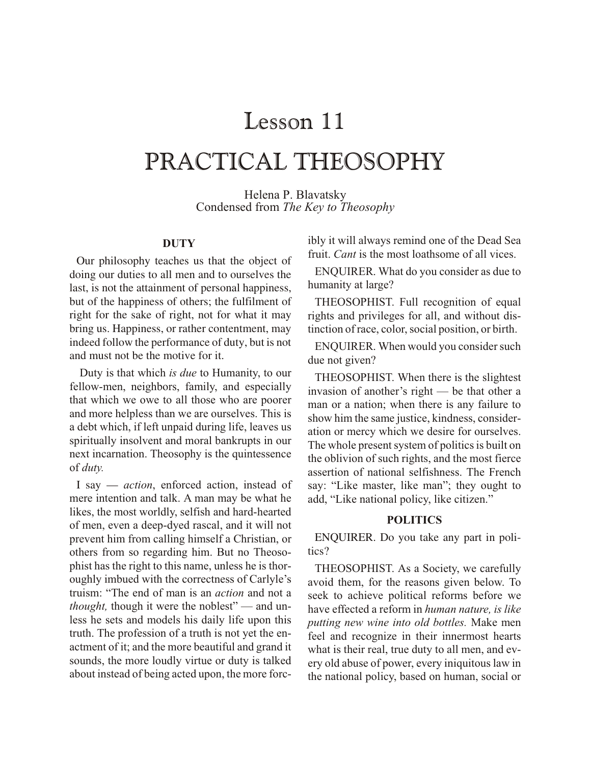# Lesson 11

# PRACTICAL THEOSOPHY

Helena P. Blavatsky
Condensed from *The Key to Theosophy*

### DUTY

Our philosophy teaches us that the object of doing our duties to all men and to ourselves the last, is not the attainment of personal happiness, but of the happiness of others; the fulfilment of right for the sake of right, not for what it may bring us. Happiness, or rather contentment, may indeed follow the performance of duty, but is not and must not be the motive for it.

Duty is that which *is due* to Humanity, to our fellow-men, neighbors, family, and especially that which we owe to all those who are poorer and more helpless than we are ourselves. This is a debt which, if left unpaid during life, leaves us spiritually insolvent and moral bankrupts in our next incarnation. Theosophy is the quintessence of *duty.*

I say — *action*, enforced action, instead of mere intention and talk. A man may be what he likes, the most worldly, selfish and hard-hearted of men, even a deep-dyed rascal, and it will not prevent him from calling himself a Christian, or others from so regarding him. But no Theosophist has the right to this name, unless he is thoroughly imbued with the correctness of Carlyle's truism: "The end of man is an *action* and not a *thought,* though it were the noblest" — and unless he sets and models his daily life upon this truth. The profession of a truth is not yet the enactment of it; and the more beautiful and grand it sounds, the more loudly virtue or duty is talked about instead of being acted upon, the more forcibly it will always remind one of the Dead Sea fruit. *Cant* is the most loathsome of all vices.

ENQUIRER. What do you consider as due to humanity at large?

THEOSOPHIST. Full recognition of equal rights and privileges for all, and without distinction of race, color, social position, or birth.

ENQUIRER. When would you consider such due not given?

THEOSOPHIST. When there is the slightest invasion of another's right — be that other a man or a nation; when there is any failure to show him the same justice, kindness, consideration or mercy which we desire for ourselves. The whole present system of politics is built on the oblivion of such rights, and the most fierce assertion of national selfishness. The French say: "Like master, like man"; they ought to add, "Like national policy, like citizen."

### POLITICS

ENQUIRER. Do you take any part in politics?

THEOSOPHIST. As a Society, we carefully avoid them, for the reasons given below. To seek to achieve political reforms before we have effected a reform in *human nature, is like putting new wine into old bottles.* Make men feel and recognize in their innermost hearts what is their real, true duty to all men, and every old abuse of power, every iniquitous law in the national policy, based on human, social or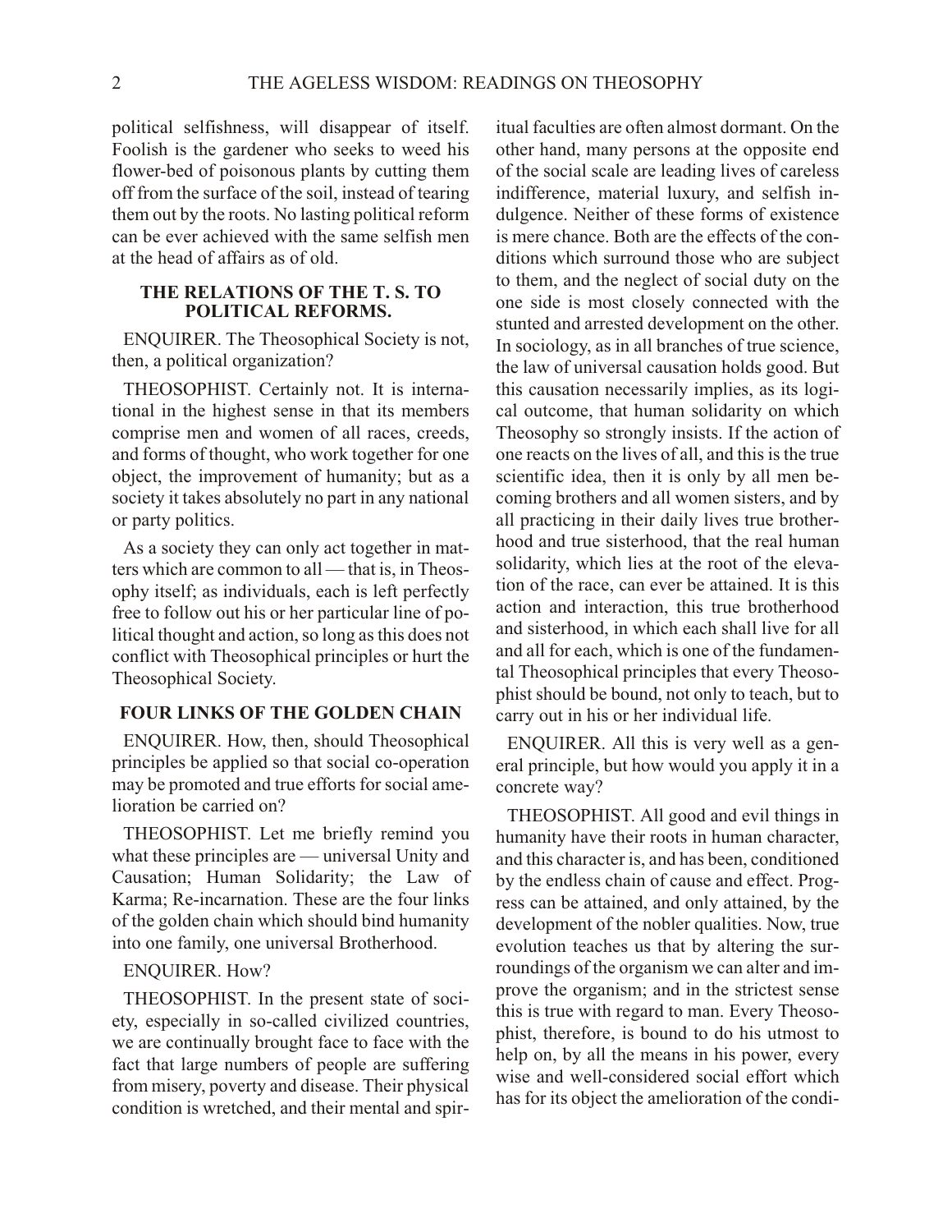political selfishness, will disappear of itself. Foolish is the gardener who seeks to weed his flower-bed of poisonous plants by cutting them off from the surface of the soil, instead of tearing them out by the roots. No lasting political reform can be ever achieved with the same selfish men at the head of affairs as of old.

## THE RELATIONS OF THE T. S. TO POLITICAL REFORMS.

ENQUIRER. The Theosophical Society is not, then, a political organization?

THEOSOPHIST. Certainly not. It is international in the highest sense in that its members comprise men and women of all races, creeds, and forms of thought, who work together for one object, the improvement of humanity; but as a society it takes absolutely no part in any national or party politics.

As a society they can only act together in matters which are common to all — that is, in Theosophy itself; as individuals, each is left perfectly free to follow out his or her particular line of political thought and action, so long as this does not conflict with Theosophical principles or hurt the Theosophical Society.

## FOUR LINKS OF THE GOLDEN CHAIN

ENQUIRER. How, then, should Theosophical principles be applied so that social co-operation may be promoted and true efforts for social amelioration be carried on?

THEOSOPHIST. Let me briefly remind you what these principles are — universal Unity and Causation; Human Solidarity; the Law of Karma; Re-incarnation. These are the four links of the golden chain which should bind humanity into one family, one universal Brotherhood.

ENQUIRER. How?

THEOSOPHIST. In the present state of society, especially in so-called civilized countries, we are continually brought face to face with the fact that large numbers of people are suffering from misery, poverty and disease. Their physical condition is wretched, and their mental and spiritual faculties are often almost dormant. On the other hand, many persons at the opposite end of the social scale are leading lives of careless indifference, material luxury, and selfish indulgence. Neither of these forms of existence is mere chance. Both are the effects of the conditions which surround those who are subject to them, and the neglect of social duty on the one side is most closely connected with the stunted and arrested development on the other. In sociology, as in all branches of true science, the law of universal causation holds good. But this causation necessarily implies, as its logical outcome, that human solidarity on which Theosophy so strongly insists. If the action of one reacts on the lives of all, and this is the true scientific idea, then it is only by all men becoming brothers and all women sisters, and by all practicing in their daily lives true brotherhood and true sisterhood, that the real human solidarity, which lies at the root of the elevation of the race, can ever be attained. It is this action and interaction, this true brotherhood and sisterhood, in which each shall live for all and all for each, which is one of the fundamental Theosophical principles that every Theosophist should be bound, not only to teach, but to carry out in his or her individual life.

ENQUIRER. All this is very well as a general principle, but how would you apply it in a concrete way?

THEOSOPHIST. All good and evil things in humanity have their roots in human character, and this character is, and has been, conditioned by the endless chain of cause and effect. Progress can be attained, and only attained, by the development of the nobler qualities. Now, true evolution teaches us that by altering the surroundings of the organism we can alter and improve the organism; and in the strictest sense this is true with regard to man. Every Theosophist, therefore, is bound to do his utmost to help on, by all the means in his power, every wise and well-considered social effort which has for its object the amelioration of the condi-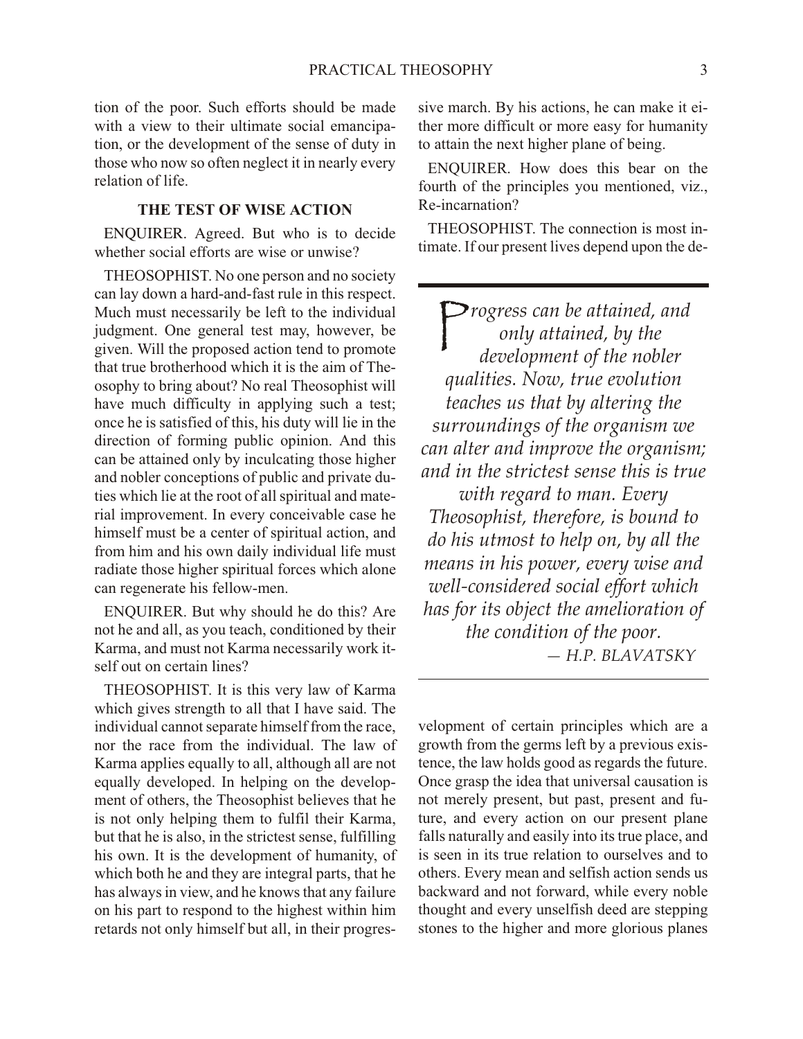tion of the poor. Such efforts should be made with a view to their ultimate social emancipation, or the development of the sense of duty in those who now so often neglect it in nearly every relation of life.

### THE TEST OF WISE ACTION

ENQUIRER. Agreed. But who is to decide whether social efforts are wise or unwise?

THEOSOPHIST. No one person and no society can lay down a hard-and-fast rule in this respect. Much must necessarily be left to the individual judgment. One general test may, however, be given. Will the proposed action tend to promote that true brotherhood which it is the aim of Theosophy to bring about? No real Theosophist will have much difficulty in applying such a test; once he is satisfied of this, his duty will lie in the direction of forming public opinion. And this can be attained only by inculcating those higher and nobler conceptions of public and private duties which lie at the root of all spiritual and material improvement. In every conceivable case he himself must be a center of spiritual action, and from him and his own daily individual life must radiate those higher spiritual forces which alone can regenerate his fellow-men.

ENQUIRER. But why should he do this? Are not he and all, as you teach, conditioned by their Karma, and must not Karma necessarily work itself out on certain lines?

THEOSOPHIST. It is this very law of Karma which gives strength to all that I have said. The individual cannot separate himself from the race, nor the race from the individual. The law of Karma applies equally to all, although all are not equally developed. In helping on the development of others, the Theosophist believes that he is not only helping them to fulfil their Karma, but that he is also, in the strictest sense, fulfilling his own. It is the development of humanity, of which both he and they are integral parts, that he has always in view, and he knows that any failure on his part to respond to the highest within him retards not only himself but all, in their progressive march. By his actions, he can make it either more difficult or more easy for humanity to attain the next higher plane of being.

ENQUIRER. How does this bear on the fourth of the principles you mentioned, viz., Re-incarnation?

THEOSOPHIST. The connection is most intimate. If our present lives depend upon the development of certain principles which are a growth from the germs left by a previous existence, the law holds good as regards the future. Once grasp the idea that universal causation is not merely present, but past, present and future, and every action on our present plane falls naturally and easily into its true place, and is seen in its true relation to ourselves and to others. Every mean and selfish action sends us backward and not forward, while every noble thought and every unselfish deed are stepping stones to the higher and more glorious planes

> *Progress can be attained, and only attained, by the development of the nobler qualities. Now, true evolution teaches us that by altering the surroundings of the organism we can alter and improve the organism; and in the strictest sense this is true with regard to man. Every Theosophist, therefore, is bound to do his utmost to help on, by all the means in his power, every wise and well-considered social effort which has for its object the amelioration of the condition of the poor.*
>
> — *H.P. BLAVATSKY*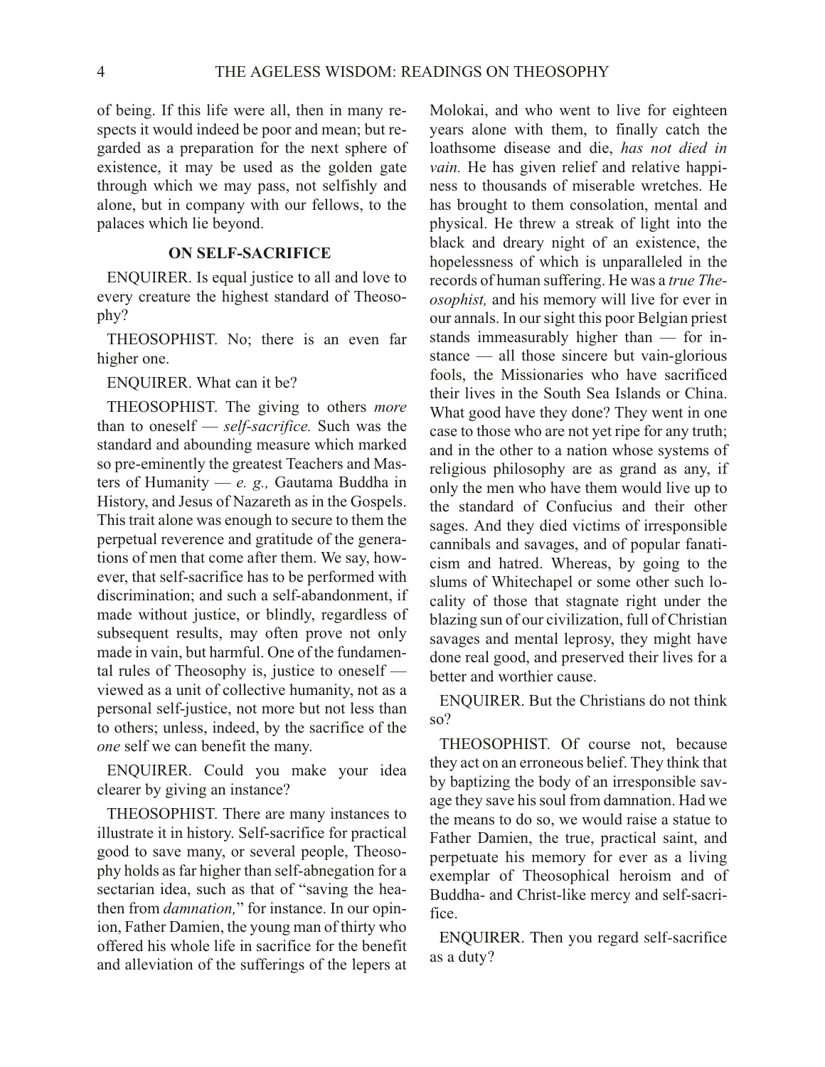of being. If this life were all, then in many respects it would indeed be poor and mean; but regarded as a preparation for the next sphere of existence, it may be used as the golden gate through which we may pass, not selfishly and alone, but in company with our fellows, to the palaces which lie beyond.

### ON SELF-SACRIFICE

ENQUIRER. Is equal justice to all and love to every creature the highest standard of Theosophy?

THEOSOPHIST. No; there is an even far higher one.

ENQUIRER. What can it be?

THEOSOPHIST. The giving to others *more* than to oneself — *self-sacrifice.* Such was the standard and abounding measure which marked so pre-eminently the greatest Teachers and Masters of Humanity — *e. g.,* Gautama Buddha in History, and Jesus of Nazareth as in the Gospels. This trait alone was enough to secure to them the perpetual reverence and gratitude of the generations of men that come after them. We say, however, that self-sacrifice has to be performed with discrimination; and such a self-abandonment, if made without justice, or blindly, regardless of subsequent results, may often prove not only made in vain, but harmful. One of the fundamental rules of Theosophy is, justice to oneself — viewed as a unit of collective humanity, not as a personal self-justice, not more but not less than to others; unless, indeed, by the sacrifice of the *one* self we can benefit the many.

ENQUIRER. Could you make your idea clearer by giving an instance?

THEOSOPHIST. There are many instances to illustrate it in history. Self-sacrifice for practical good to save many, or several people, Theosophy holds as far higher than self-abnegation for a sectarian idea, such as that of "saving the heathen from *damnation,*" for instance. In our opinion, Father Damien, the young man of thirty who offered his whole life in sacrifice for the benefit and alleviation of the sufferings of the lepers at Molokai, and who went to live for eighteen years alone with them, to finally catch the loathsome disease and die, *has not died in vain.* He has given relief and relative happiness to thousands of miserable wretches. He has brought to them consolation, mental and physical. He threw a streak of light into the black and dreary night of an existence, the hopelessness of which is unparalleled in the records of human suffering. He was a *true Theosophist,* and his memory will live for ever in our annals. In our sight this poor Belgian priest stands immeasurably higher than — for instance — all those sincere but vain-glorious fools, the Missionaries who have sacrificed their lives in the South Sea Islands or China. What good have they done? They went in one case to those who are not yet ripe for any truth; and in the other to a nation whose systems of religious philosophy are as grand as any, if only the men who have them would live up to the standard of Confucius and their other sages. And they died victims of irresponsible cannibals and savages, and of popular fanaticism and hatred. Whereas, by going to the slums of Whitechapel or some other such locality of those that stagnate right under the blazing sun of our civilization, full of Christian savages and mental leprosy, they might have done real good, and preserved their lives for a better and worthier cause.

ENQUIRER. But the Christians do not think so?

THEOSOPHIST. Of course not, because they act on an erroneous belief. They think that by baptizing the body of an irresponsible savage they save his soul from damnation. Had we the means to do so, we would raise a statue to Father Damien, the true, practical saint, and perpetuate his memory for ever as a living exemplar of Theosophical heroism and of Buddha- and Christ-like mercy and self-sacrifice.

ENQUIRER. Then you regard self-sacrifice as a duty?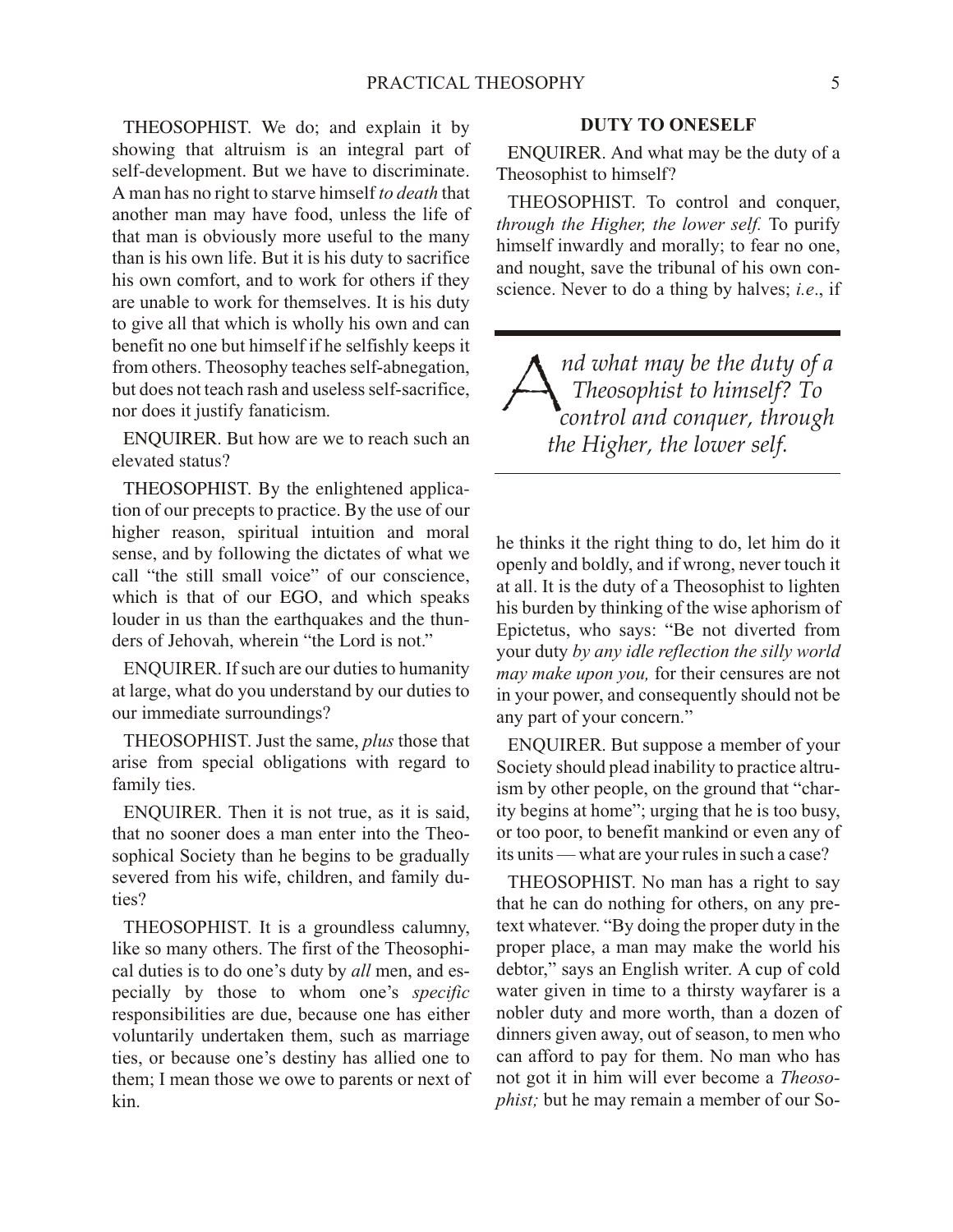THEOSOPHIST. We do; and explain it by showing that altruism is an integral part of self-development. But we have to discriminate. A man has no right to starve himself *to death* that another man may have food, unless the life of that man is obviously more useful to the many than is his own life. But it is his duty to sacrifice his own comfort, and to work for others if they are unable to work for themselves. It is his duty to give all that which is wholly his own and can benefit no one but himself if he selfishly keeps it from others. Theosophy teaches self-abnegation, but does not teach rash and useless self-sacrifice, nor does it justify fanaticism.

ENQUIRER. But how are we to reach such an elevated status?

THEOSOPHIST. By the enlightened application of our precepts to practice. By the use of our higher reason, spiritual intuition and moral sense, and by following the dictates of what we call "the still small voice" of our conscience, which is that of our EGO, and which speaks louder in us than the earthquakes and the thunders of Jehovah, wherein "the Lord is not."

ENQUIRER. If such are our duties to humanity at large, what do you understand by our duties to our immediate surroundings?

THEOSOPHIST. Just the same, *plus* those that arise from special obligations with regard to family ties.

ENQUIRER. Then it is not true, as it is said, that no sooner does a man enter into the Theosophical Society than he begins to be gradually severed from his wife, children, and family duties?

THEOSOPHIST. It is a groundless calumny, like so many others. The first of the Theosophical duties is to do one's duty by *all* men, and especially by those to whom one's *specific* responsibilities are due, because one has either voluntarily undertaken them, such as marriage ties, or because one's destiny has allied one to them; I mean those we owe to parents or next of kin.

## DUTY TO ONESELF

ENQUIRER. And what may be the duty of a Theosophist to himself?

THEOSOPHIST. To control and conquer, *through the Higher, the lower self.* To purify himself inwardly and morally; to fear no one, and nought, save the tribunal of his own conscience. Never to do a thing by halves; *i.e.*, if he thinks it the right thing to do, let him do it openly and boldly, and if wrong, never touch it at all. It is the duty of a Theosophist to lighten his burden by thinking of the wise aphorism of Epictetus, who says: "Be not diverted from your duty *by any idle reflection the silly world may make upon you,* for their censures are not in your power, and consequently should not be any part of your concern."

*And what may be the duty of a Theosophist to himself? To control and conquer, through the Higher, the lower self.*

ENQUIRER. But suppose a member of your Society should plead inability to practice altruism by other people, on the ground that "charity begins at home"; urging that he is too busy, or too poor, to benefit mankind or even any of its units — what are your rules in such a case?

THEOSOPHIST. No man has a right to say that he can do nothing for others, on any pretext whatever. "By doing the proper duty in the proper place, a man may make the world his debtor," says an English writer. A cup of cold water given in time to a thirsty wayfarer is a nobler duty and more worth, than a dozen of dinners given away, out of season, to men who can afford to pay for them. No man who has not got it in him will ever become a *Theosophist;* but he may remain a member of our So-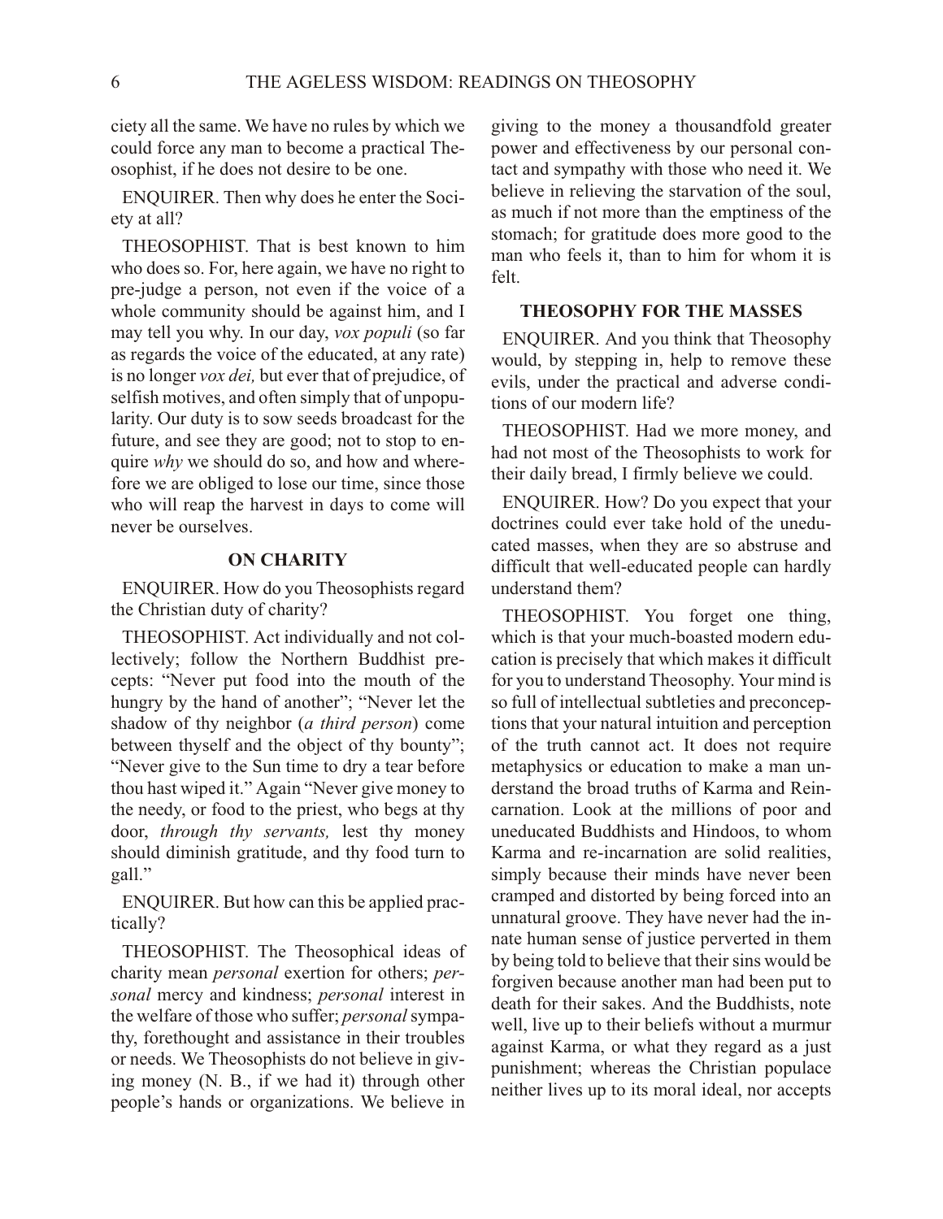ciety all the same. We have no rules by which we could force any man to become a practical Theosophist, if he does not desire to be one.

ENQUIRER. Then why does he enter the Society at all?

THEOSOPHIST. That is best known to him who does so. For, here again, we have no right to pre-judge a person, not even if the voice of a whole community should be against him, and I may tell you why. In our day, *vox populi* (so far as regards the voice of the educated, at any rate) is no longer *vox dei,* but ever that of prejudice, of selfish motives, and often simply that of unpopularity. Our duty is to sow seeds broadcast for the future, and see they are good; not to stop to enquire *why* we should do so, and how and wherefore we are obliged to lose our time, since those who will reap the harvest in days to come will never be ourselves.

### ON CHARITY

ENQUIRER. How do you Theosophists regard the Christian duty of charity?

THEOSOPHIST. Act individually and not collectively; follow the Northern Buddhist precepts: "Never put food into the mouth of the hungry by the hand of another"; "Never let the shadow of thy neighbor (*a third person*) come between thyself and the object of thy bounty"; "Never give to the Sun time to dry a tear before thou hast wiped it." Again "Never give money to the needy, or food to the priest, who begs at thy door, *through thy servants,* lest thy money should diminish gratitude, and thy food turn to gall."

ENQUIRER. But how can this be applied practically?

THEOSOPHIST. The Theosophical ideas of charity mean *personal* exertion for others; *personal* mercy and kindness; *personal* interest in the welfare of those who suffer; *personal* sympathy, forethought and assistance in their troubles or needs. We Theosophists do not believe in giving money (N. B., if we had it) through other people's hands or organizations. We believe in giving to the money a thousandfold greater power and effectiveness by our personal contact and sympathy with those who need it. We believe in relieving the starvation of the soul, as much if not more than the emptiness of the stomach; for gratitude does more good to the man who feels it, than to him for whom it is felt.

### THEOSOPHY FOR THE MASSES

ENQUIRER. And you think that Theosophy would, by stepping in, help to remove these evils, under the practical and adverse conditions of our modern life?

THEOSOPHIST. Had we more money, and had not most of the Theosophists to work for their daily bread, I firmly believe we could.

ENQUIRER. How? Do you expect that your doctrines could ever take hold of the uneducated masses, when they are so abstruse and difficult that well-educated people can hardly understand them?

THEOSOPHIST. You forget one thing, which is that your much-boasted modern education is precisely that which makes it difficult for you to understand Theosophy. Your mind is so full of intellectual subtleties and preconceptions that your natural intuition and perception of the truth cannot act. It does not require metaphysics or education to make a man understand the broad truths of Karma and Reincarnation. Look at the millions of poor and uneducated Buddhists and Hindoos, to whom Karma and re-incarnation are solid realities, simply because their minds have never been cramped and distorted by being forced into an unnatural groove. They have never had the innate human sense of justice perverted in them by being told to believe that their sins would be forgiven because another man had been put to death for their sakes. And the Buddhists, note well, live up to their beliefs without a murmur against Karma, or what they regard as a just punishment; whereas the Christian populace neither lives up to its moral ideal, nor accepts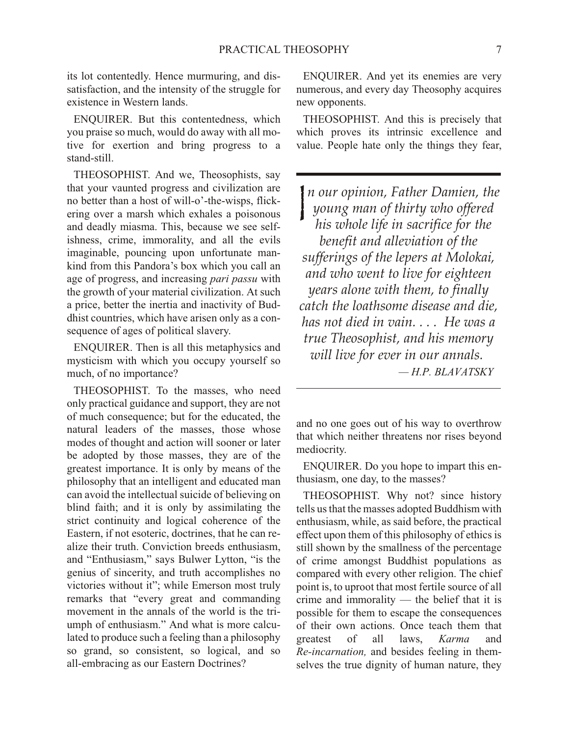its lot contentedly. Hence murmuring, and dissatisfaction, and the intensity of the struggle for existence in Western lands.

ENQUIRER. But this contentedness, which you praise so much, would do away with all motive for exertion and bring progress to a stand-still.

THEOSOPHIST. And we, Theosophists, say that your vaunted progress and civilization are no better than a host of will-o'-the-wisps, flickering over a marsh which exhales a poisonous and deadly miasma. This, because we see selfishness, crime, immorality, and all the evils imaginable, pouncing upon unfortunate mankind from this Pandora's box which you call an age of progress, and increasing *pari passu* with the growth of your material civilization. At such a price, better the inertia and inactivity of Buddhist countries, which have arisen only as a consequence of ages of political slavery.

ENQUIRER. Then is all this metaphysics and mysticism with which you occupy yourself so much, of no importance?

THEOSOPHIST. To the masses, who need only practical guidance and support, they are not of much consequence; but for the educated, the natural leaders of the masses, those whose modes of thought and action will sooner or later be adopted by those masses, they are of the greatest importance. It is only by means of the philosophy that an intelligent and educated man can avoid the intellectual suicide of believing on blind faith; and it is only by assimilating the strict continuity and logical coherence of the Eastern, if not esoteric, doctrines, that he can realize their truth. Conviction breeds enthusiasm, and "Enthusiasm," says Bulwer Lytton, "is the genius of sincerity, and truth accomplishes no victories without it"; while Emerson most truly remarks that "every great and commanding movement in the annals of the world is the triumph of enthusiasm." And what is more calculated to produce such a feeling than a philosophy so grand, so consistent, so logical, and so all-embracing as our Eastern Doctrines?

ENQUIRER. And yet its enemies are very numerous, and every day Theosophy acquires new opponents.

THEOSOPHIST. And this is precisely that which proves its intrinsic excellence and value. People hate only the things they fear, and no one goes out of his way to overthrow that which neither threatens nor rises beyond mediocrity.

> *In our opinion, Father Damien, the young man of thirty who offered his whole life in sacrifice for the benefit and alleviation of the sufferings of the lepers at Molokai, and who went to live for eighteen years alone with them, to finally catch the loathsome disease and die, has not died in vain. . . . He was a true Theosophist, and his memory will live for ever in our annals.*
>
> — H.P. BLAVATSKY

ENQUIRER. Do you hope to impart this enthusiasm, one day, to the masses?

THEOSOPHIST. Why not? since history tells us that the masses adopted Buddhism with enthusiasm, while, as said before, the practical effect upon them of this philosophy of ethics is still shown by the smallness of the percentage of crime amongst Buddhist populations as compared with every other religion. The chief point is, to uproot that most fertile source of all crime and immorality — the belief that it is possible for them to escape the consequences of their own actions. Once teach them that greatest of all laws, *Karma* and *Re-incarnation,* and besides feeling in themselves the true dignity of human nature, they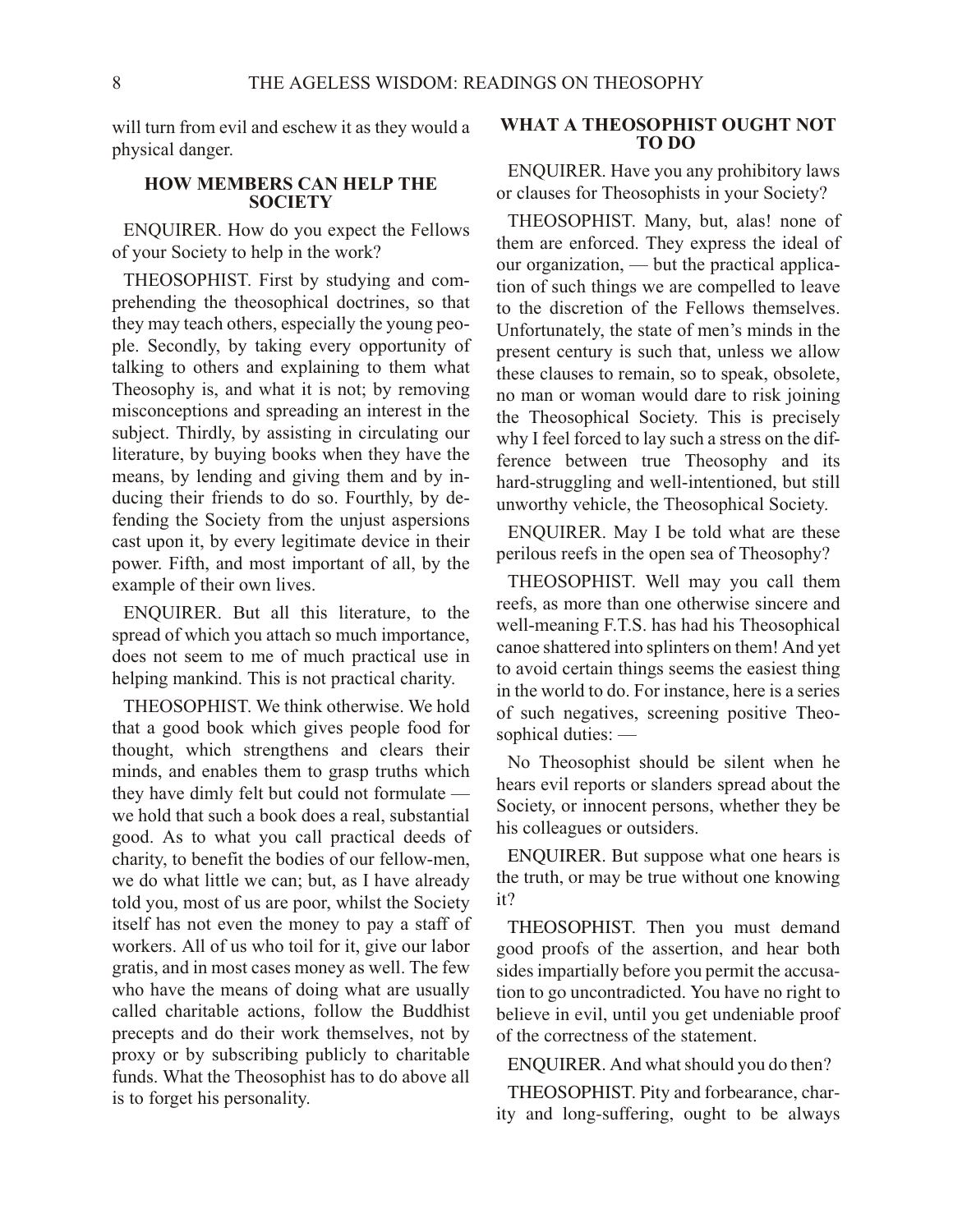will turn from evil and eschew it as they would a physical danger.

### HOW MEMBERS CAN HELP THE SOCIETY

ENQUIRER. How do you expect the Fellows of your Society to help in the work?

THEOSOPHIST. First by studying and comprehending the theosophical doctrines, so that they may teach others, especially the young people. Secondly, by taking every opportunity of talking to others and explaining to them what Theosophy is, and what it is not; by removing misconceptions and spreading an interest in the subject. Thirdly, by assisting in circulating our literature, by buying books when they have the means, by lending and giving them and by inducing their friends to do so. Fourthly, by defending the Society from the unjust aspersions cast upon it, by every legitimate device in their power. Fifth, and most important of all, by the example of their own lives.

ENQUIRER. But all this literature, to the spread of which you attach so much importance, does not seem to me of much practical use in helping mankind. This is not practical charity.

THEOSOPHIST. We think otherwise. We hold that a good book which gives people food for thought, which strengthens and clears their minds, and enables them to grasp truths which they have dimly felt but could not formulate — we hold that such a book does a real, substantial good. As to what you call practical deeds of charity, to benefit the bodies of our fellow-men, we do what little we can; but, as I have already told you, most of us are poor, whilst the Society itself has not even the money to pay a staff of workers. All of us who toil for it, give our labor gratis, and in most cases money as well. The few who have the means of doing what are usually called charitable actions, follow the Buddhist precepts and do their work themselves, not by proxy or by subscribing publicly to charitable funds. What the Theosophist has to do above all is to forget his personality.

### WHAT A THEOSOPHIST OUGHT NOT TO DO

ENQUIRER. Have you any prohibitory laws or clauses for Theosophists in your Society?

THEOSOPHIST. Many, but, alas! none of them are enforced. They express the ideal of our organization, — but the practical application of such things we are compelled to leave to the discretion of the Fellows themselves. Unfortunately, the state of men's minds in the present century is such that, unless we allow these clauses to remain, so to speak, obsolete, no man or woman would dare to risk joining the Theosophical Society. This is precisely why I feel forced to lay such a stress on the difference between true Theosophy and its hard-struggling and well-intentioned, but still unworthy vehicle, the Theosophical Society.

ENQUIRER. May I be told what are these perilous reefs in the open sea of Theosophy?

THEOSOPHIST. Well may you call them reefs, as more than one otherwise sincere and well-meaning F.T.S. has had his Theosophical canoe shattered into splinters on them! And yet to avoid certain things seems the easiest thing in the world to do. For instance, here is a series of such negatives, screening positive Theosophical duties: —

No Theosophist should be silent when he hears evil reports or slanders spread about the Society, or innocent persons, whether they be his colleagues or outsiders.

ENQUIRER. But suppose what one hears is the truth, or may be true without one knowing it?

THEOSOPHIST. Then you must demand good proofs of the assertion, and hear both sides impartially before you permit the accusation to go uncontradicted. You have no right to believe in evil, until you get undeniable proof of the correctness of the statement.

ENQUIRER. And what should you do then?

THEOSOPHIST. Pity and forbearance, charity and long-suffering, ought to be always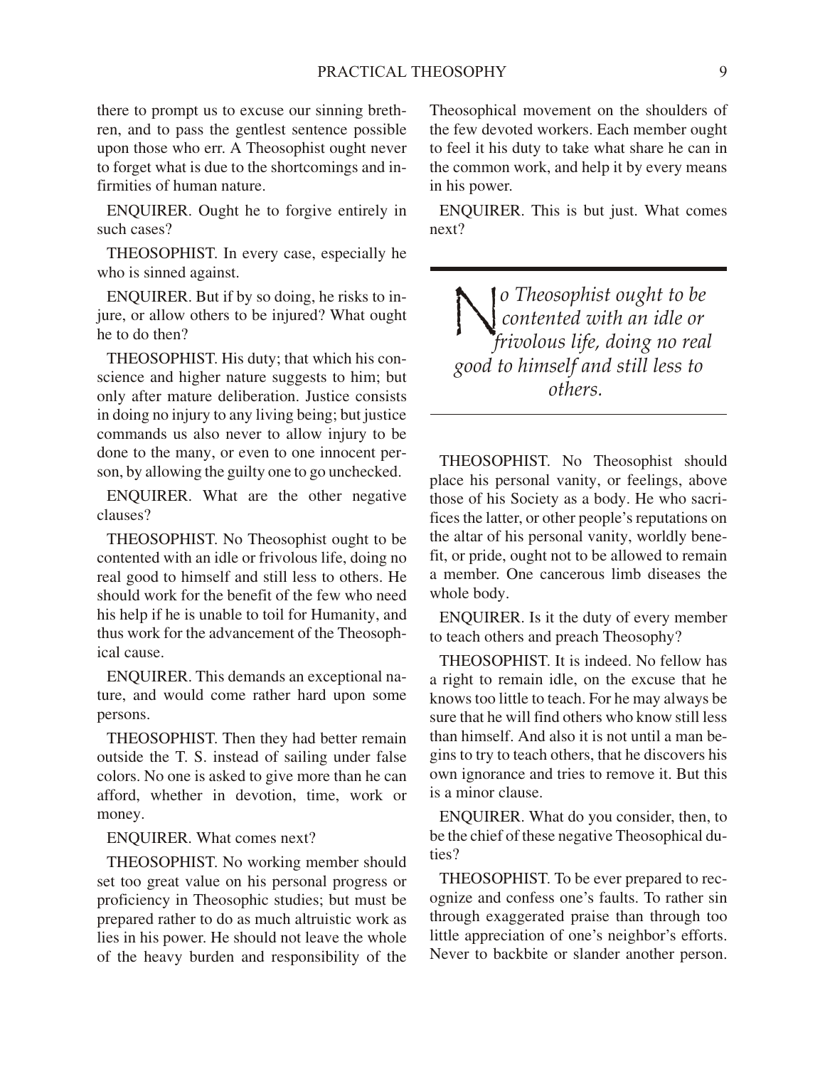there to prompt us to excuse our sinning brethren, and to pass the gentlest sentence possible upon those who err. A Theosophist ought never to forget what is due to the shortcomings and infirmities of human nature.

ENQUIRER. Ought he to forgive entirely in such cases?

THEOSOPHIST. In every case, especially he who is sinned against.

ENQUIRER. But if by so doing, he risks to injure, or allow others to be injured? What ought he to do then?

THEOSOPHIST. His duty; that which his conscience and higher nature suggests to him; but only after mature deliberation. Justice consists in doing no injury to any living being; but justice commands us also never to allow injury to be done to the many, or even to one innocent person, by allowing the guilty one to go unchecked.

ENQUIRER. What are the other negative clauses?

THEOSOPHIST. No Theosophist ought to be contented with an idle or frivolous life, doing no real good to himself and still less to others. He should work for the benefit of the few who need his help if he is unable to toil for Humanity, and thus work for the advancement of the Theosophical cause.

ENQUIRER. This demands an exceptional nature, and would come rather hard upon some persons.

THEOSOPHIST. Then they had better remain outside the T. S. instead of sailing under false colors. No one is asked to give more than he can afford, whether in devotion, time, work or money.

ENQUIRER. What comes next?

THEOSOPHIST. No working member should set too great value on his personal progress or proficiency in Theosophic studies; but must be prepared rather to do as much altruistic work as lies in his power. He should not leave the whole of the heavy burden and responsibility of the Theosophical movement on the shoulders of the few devoted workers. Each member ought to feel it his duty to take what share he can in the common work, and help it by every means in his power.

ENQUIRER. This is but just. What comes next?

> *No Theosophist ought to be contented with an idle or frivolous life, doing no real good to himself and still less to others.*

THEOSOPHIST. No Theosophist should place his personal vanity, or feelings, above those of his Society as a body. He who sacrifices the latter, or other people's reputations on the altar of his personal vanity, worldly benefit, or pride, ought not to be allowed to remain a member. One cancerous limb diseases the whole body.

ENQUIRER. Is it the duty of every member to teach others and preach Theosophy?

THEOSOPHIST. It is indeed. No fellow has a right to remain idle, on the excuse that he knows too little to teach. For he may always be sure that he will find others who know still less than himself. And also it is not until a man begins to try to teach others, that he discovers his own ignorance and tries to remove it. But this is a minor clause.

ENQUIRER. What do you consider, then, to be the chief of these negative Theosophical duties?

THEOSOPHIST. To be ever prepared to recognize and confess one's faults. To rather sin through exaggerated praise than through too little appreciation of one's neighbor's efforts. Never to backbite or slander another person.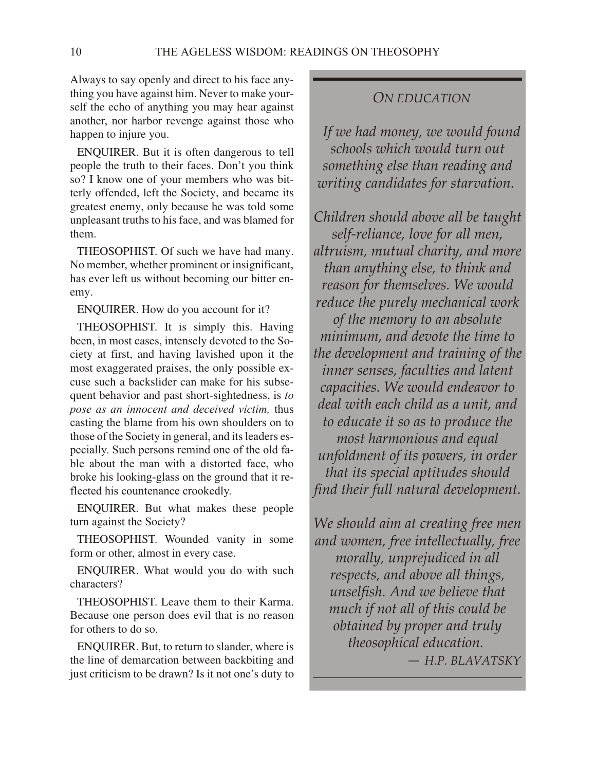Always to say openly and direct to his face anything you have against him. Never to make yourself the echo of anything you may hear against another, nor harbor revenge against those who happen to injure you.

ENQUIRER. But it is often dangerous to tell people the truth to their faces. Don't you think so? I know one of your members who was bitterly offended, left the Society, and became its greatest enemy, only because he was told some unpleasant truths to his face, and was blamed for them.

THEOSOPHIST. Of such we have had many. No member, whether prominent or insignificant, has ever left us without becoming our bitter enemy.

ENQUIRER. How do you account for it?

THEOSOPHIST. It is simply this. Having been, in most cases, intensely devoted to the Society at first, and having lavished upon it the most exaggerated praises, the only possible excuse such a backslider can make for his subsequent behavior and past short-sightedness, is *to pose as an innocent and deceived victim,* thus casting the blame from his own shoulders on to those of the Society in general, and its leaders especially. Such persons remind one of the old fable about the man with a distorted face, who broke his looking-glass on the ground that it reflected his countenance crookedly.

ENQUIRER. But what makes these people turn against the Society?

THEOSOPHIST. Wounded vanity in some form or other, almost in every case.

ENQUIRER. What would you do with such characters?

THEOSOPHIST. Leave them to their Karma. Because one person does evil that is no reason for others to do so.

ENQUIRER. But, to return to slander, where is the line of demarcation between backbiting and just criticism to be drawn? Is it not one's duty to

---

### *On Education*

*If we had money, we would found schools which would turn out something else than reading and writing candidates for starvation.*

*Children should above all be taught self-reliance, love for all men, altruism, mutual charity, and more than anything else, to think and reason for themselves. We would reduce the purely mechanical work of the memory to an absolute minimum, and devote the time to the development and training of the inner senses, faculties and latent capacities. We would endeavor to deal with each child as a unit, and to educate it so as to produce the most harmonious and equal unfoldment of its powers, in order that its special aptitudes should find their full natural development.*

*We should aim at creating free men and women, free intellectually, free morally, unprejudiced in all respects, and above all things, unselfish. And we believe that much if not all of this could be obtained by proper and truly theosophical education.*

*— H.P. Blavatsky*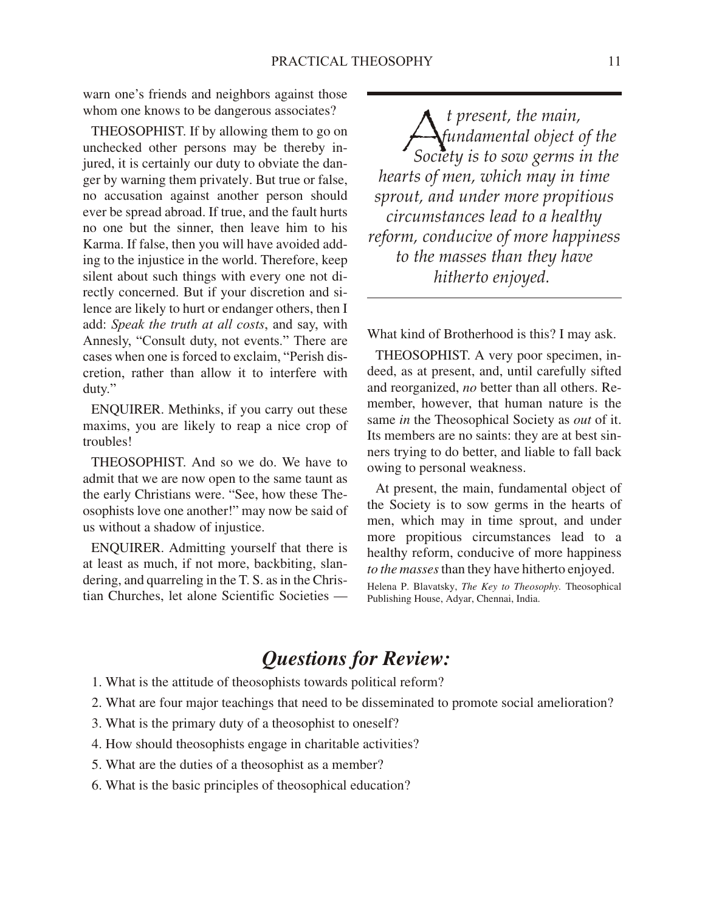warn one's friends and neighbors against those whom one knows to be dangerous associates?

THEOSOPHIST. If by allowing them to go on unchecked other persons may be thereby injured, it is certainly our duty to obviate the danger by warning them privately. But true or false, no accusation against another person should ever be spread abroad. If true, and the fault hurts no one but the sinner, then leave him to his Karma. If false, then you will have avoided adding to the injustice in the world. Therefore, keep silent about such things with every one not directly concerned. But if your discretion and silence are likely to hurt or endanger others, then I add: *Speak the truth at all costs*, and say, with Annesly, "Consult duty, not events." There are cases when one is forced to exclaim, "Perish discretion, rather than allow it to interfere with duty."

ENQUIRER. Methinks, if you carry out these maxims, you are likely to reap a nice crop of troubles!

THEOSOPHIST. And so we do. We have to admit that we are now open to the same taunt as the early Christians were. "See, how these Theosophists love one another!" may now be said of us without a shadow of injustice.

ENQUIRER. Admitting yourself that there is at least as much, if not more, backbiting, slandering, and quarreling in the T. S. as in the Christian Churches, let alone Scientific Societies — What kind of Brotherhood is this? I may ask.

THEOSOPHIST. A very poor specimen, indeed, as at present, and, until carefully sifted and reorganized, *no* better than all others. Remember, however, that human nature is the same *in* the Theosophical Society as *out* of it. Its members are no saints: they are at best sinners trying to do better, and liable to fall back owing to personal weakness.

At present, the main, fundamental object of the Society is to sow germs in the hearts of men, which may in time sprout, and under more propitious circumstances lead to a healthy reform, conducive of more happiness *to the masses* than they have hitherto enjoyed.

Helena P. Blavatsky, *The Key to Theosophy.* Theosophical Publishing House, Adyar, Chennai, India.

> *At present, the main, fundamental object of the Society is to sow germs in the hearts of men, which may in time sprout, and under more propitious circumstances lead to a healthy reform, conducive of more happiness to the masses than they have hitherto enjoyed.*

## *Questions for Review:*

1. What is the attitude of theosophists towards political reform?
2. What are four major teachings that need to be disseminated to promote social amelioration?
3. What is the primary duty of a theosophist to oneself?
4. How should theosophists engage in charitable activities?
5. What are the duties of a theosophist as a member?
6. What is the basic principles of theosophical education?